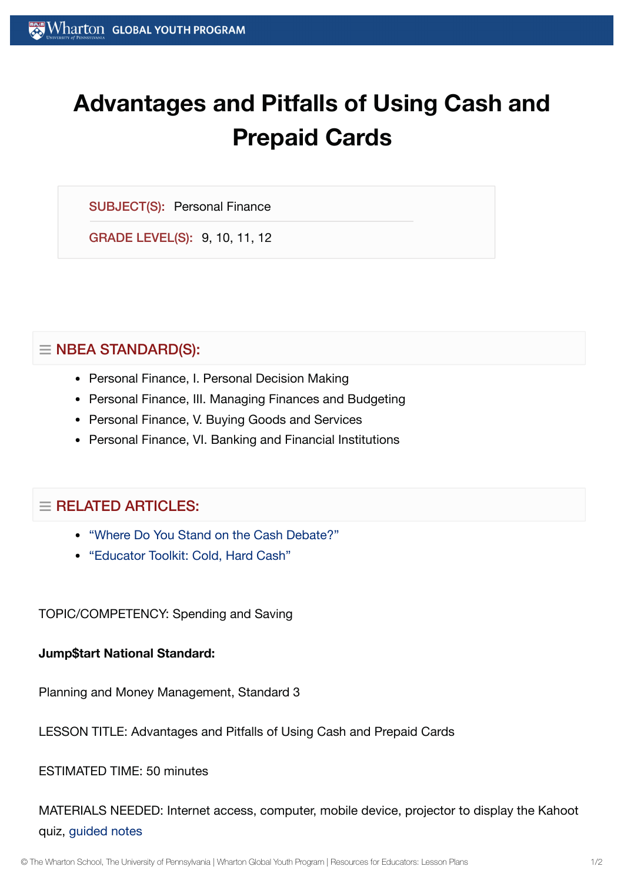# Advantages and Pitfalls of Using Cash and Prepaid Cards

**SUBJECT(S):** Personal Finance

**GRADE LEVEL(S):** 9, 10, 11, 12

## NBEA STANDARD(S):

- Personal Finance, I. Personal Decision Making
- Personal Finance, III. Managing Finances and Budgeting
- Personal Finance, V. Buying Goods and Services
- Personal Finance, VI. Banking and Financial Institutions

## RELATED ARTICLES:

- "Where Do You Stand on the Cash Debate?"
- "Educator Toolkit: Cold, Hard Cash"

TOPIC/COMPETENCY: Spending and Saving

**Jump$tart National Standard:**

Planning and Money Management, Standard 3

LESSON TITLE: Advantages and Pitfalls of Using Cash and Prepaid Cards

ESTIMATED TIME: 50 minutes

MATERIALS NEEDED: Internet access, computer, mobile device, projector to display the Kahoot quiz, guided notes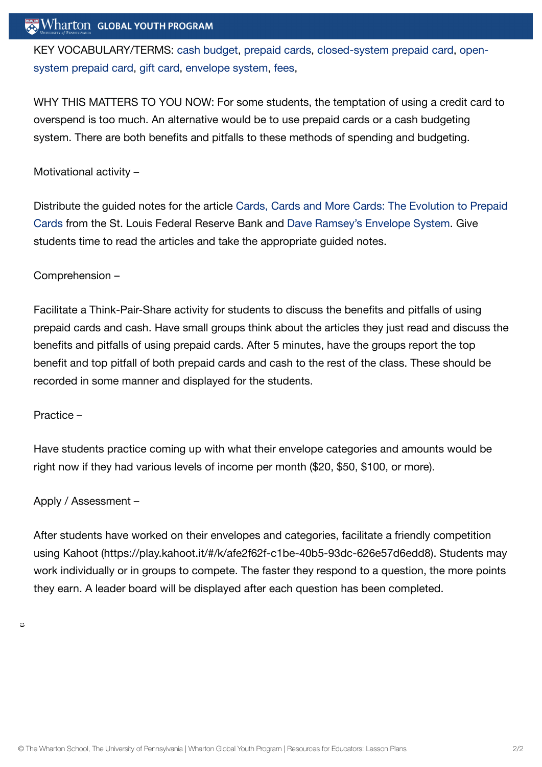KEY VOCABULARY/TERMS: cash budget, prepaid cards, closed-system prepaid card, open-system prepaid card, gift card, envelope system, fees,

WHY THIS MATTERS TO YOU NOW: For some students, the temptation of using a credit card to overspend is too much. An alternative would be to use prepaid cards or a cash budgeting system. There are both benefits and pitfalls to these methods of spending and budgeting.

Motivational activity –

Distribute the guided notes for the article Cards, Cards and More Cards: The Evolution to Prepaid Cards from the St. Louis Federal Reserve Bank and Dave Ramsey's Envelope System. Give students time to read the articles and take the appropriate guided notes.

Comprehension –

Facilitate a Think-Pair-Share activity for students to discuss the benefits and pitfalls of using prepaid cards and cash. Have small groups think about the articles they just read and discuss the benefits and pitfalls of using prepaid cards. After 5 minutes, have the groups report the top benefit and top pitfall of both prepaid cards and cash to the rest of the class. These should be recorded in some manner and displayed for the students.

Practice –

Have students practice coming up with what their envelope categories and amounts would be right now if they had various levels of income per month ($20, $50, $100, or more).

Apply / Assessment –

After students have worked on their envelopes and categories, facilitate a friendly competition using Kahoot (https://play.kahoot.it/#/k/afe2f62f-c1be-40b5-93dc-626e57d6edd8). Students may work individually or in groups to compete. The faster they respond to a question, the more points they earn. A leader board will be displayed after each question has been completed.